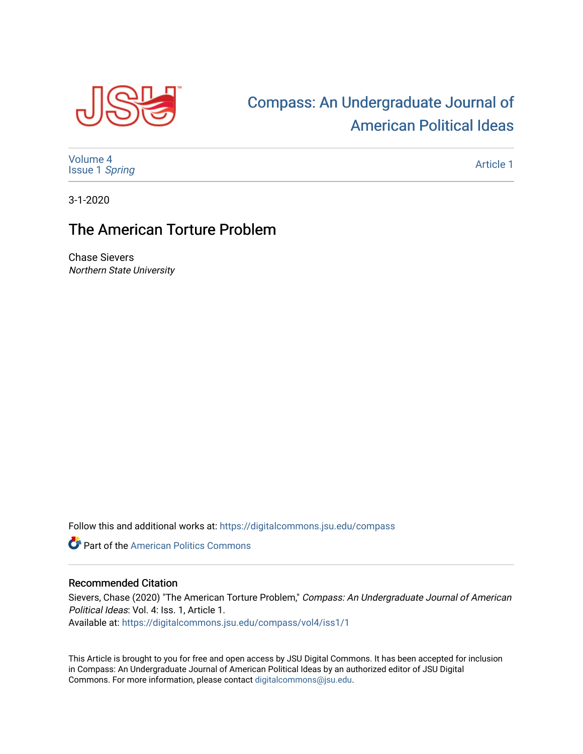# Compass: An Undergraduate Journal of American Political Ideas

Volume 4
Issue 1 *Spring*

Article 1

3-1-2020

## The American Torture Problem

Chase Sievers
*Northern State University*

Follow this and additional works at: https://digitalcommons.jsu.edu/compass

Part of the American Politics Commons

### Recommended Citation

Sievers, Chase (2020) "The American Torture Problem," *Compass: An Undergraduate Journal of American Political Ideas*: Vol. 4: Iss. 1, Article 1.
Available at: https://digitalcommons.jsu.edu/compass/vol4/iss1/1

This Article is brought to you for free and open access by JSU Digital Commons. It has been accepted for inclusion in Compass: An Undergraduate Journal of American Political Ideas by an authorized editor of JSU Digital Commons. For more information, please contact digitalcommons@jsu.edu.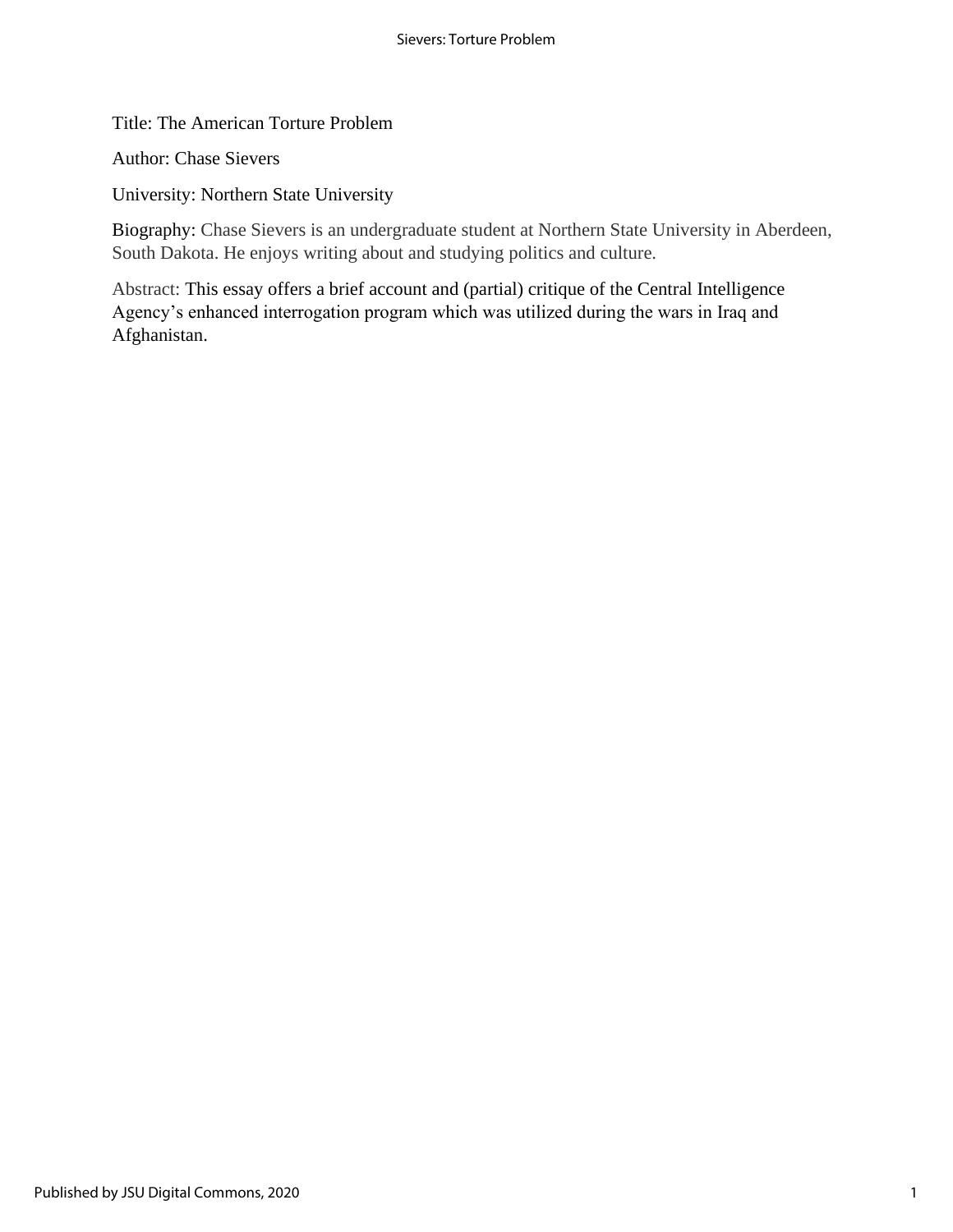Title: The American Torture Problem

Author: Chase Sievers

University: Northern State University

Biography: Chase Sievers is an undergraduate student at Northern State University in Aberdeen, South Dakota. He enjoys writing about and studying politics and culture.

Abstract: This essay offers a brief account and (partial) critique of the Central Intelligence Agency's enhanced interrogation program which was utilized during the wars in Iraq and Afghanistan.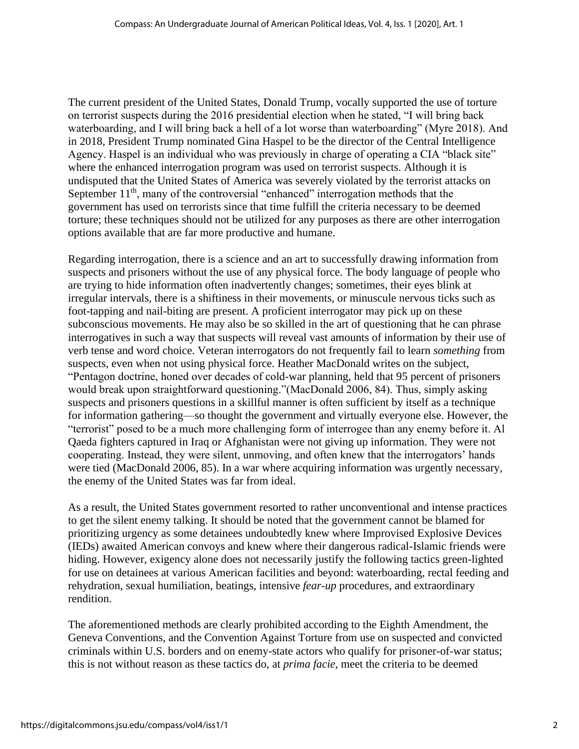The current president of the United States, Donald Trump, vocally supported the use of torture on terrorist suspects during the 2016 presidential election when he stated, "I will bring back waterboarding, and I will bring back a hell of a lot worse than waterboarding" (Myre 2018). And in 2018, President Trump nominated Gina Haspel to be the director of the Central Intelligence Agency. Haspel is an individual who was previously in charge of operating a CIA "black site" where the enhanced interrogation program was used on terrorist suspects. Although it is undisputed that the United States of America was severely violated by the terrorist attacks on September 11th, many of the controversial "enhanced" interrogation methods that the government has used on terrorists since that time fulfill the criteria necessary to be deemed torture; these techniques should not be utilized for any purposes as there are other interrogation options available that are far more productive and humane.

Regarding interrogation, there is a science and an art to successfully drawing information from suspects and prisoners without the use of any physical force. The body language of people who are trying to hide information often inadvertently changes; sometimes, their eyes blink at irregular intervals, there is a shiftiness in their movements, or minuscule nervous ticks such as foot-tapping and nail-biting are present. A proficient interrogator may pick up on these subconscious movements. He may also be so skilled in the art of questioning that he can phrase interrogatives in such a way that suspects will reveal vast amounts of information by their use of verb tense and word choice. Veteran interrogators do not frequently fail to learn *something* from suspects, even when not using physical force. Heather MacDonald writes on the subject, "Pentagon doctrine, honed over decades of cold-war planning, held that 95 percent of prisoners would break upon straightforward questioning."(MacDonald 2006, 84). Thus, simply asking suspects and prisoners questions in a skillful manner is often sufficient by itself as a technique for information gathering—so thought the government and virtually everyone else. However, the "terrorist" posed to be a much more challenging form of interrogee than any enemy before it. Al Qaeda fighters captured in Iraq or Afghanistan were not giving up information. They were not cooperating. Instead, they were silent, unmoving, and often knew that the interrogators' hands were tied (MacDonald 2006, 85). In a war where acquiring information was urgently necessary, the enemy of the United States was far from ideal.

As a result, the United States government resorted to rather unconventional and intense practices to get the silent enemy talking. It should be noted that the government cannot be blamed for prioritizing urgency as some detainees undoubtedly knew where Improvised Explosive Devices (IEDs) awaited American convoys and knew where their dangerous radical-Islamic friends were hiding. However, exigency alone does not necessarily justify the following tactics green-lighted for use on detainees at various American facilities and beyond: waterboarding, rectal feeding and rehydration, sexual humiliation, beatings, intensive *fear-up* procedures, and extraordinary rendition.

The aforementioned methods are clearly prohibited according to the Eighth Amendment, the Geneva Conventions, and the Convention Against Torture from use on suspected and convicted criminals within U.S. borders and on enemy-state actors who qualify for prisoner-of-war status; this is not without reason as these tactics do, at *prima facie*, meet the criteria to be deemed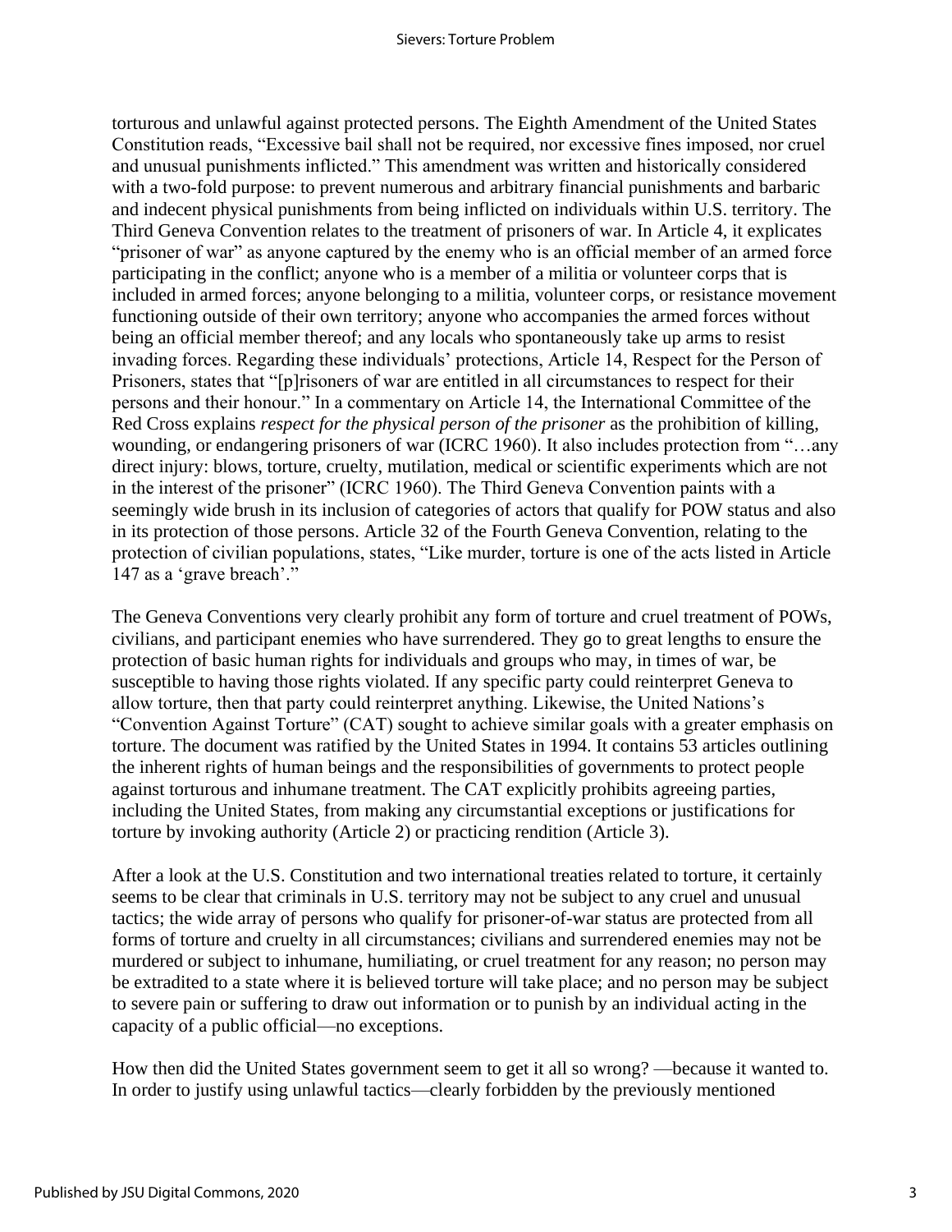torturous and unlawful against protected persons. The Eighth Amendment of the United States Constitution reads, "Excessive bail shall not be required, nor excessive fines imposed, nor cruel and unusual punishments inflicted." This amendment was written and historically considered with a two-fold purpose: to prevent numerous and arbitrary financial punishments and barbaric and indecent physical punishments from being inflicted on individuals within U.S. territory. The Third Geneva Convention relates to the treatment of prisoners of war. In Article 4, it explicates "prisoner of war" as anyone captured by the enemy who is an official member of an armed force participating in the conflict; anyone who is a member of a militia or volunteer corps that is included in armed forces; anyone belonging to a militia, volunteer corps, or resistance movement functioning outside of their own territory; anyone who accompanies the armed forces without being an official member thereof; and any locals who spontaneously take up arms to resist invading forces. Regarding these individuals' protections, Article 14, Respect for the Person of Prisoners, states that "[p]risoners of war are entitled in all circumstances to respect for their persons and their honour." In a commentary on Article 14, the International Committee of the Red Cross explains *respect for the physical person of the prisoner* as the prohibition of killing, wounding, or endangering prisoners of war (ICRC 1960). It also includes protection from "…any direct injury: blows, torture, cruelty, mutilation, medical or scientific experiments which are not in the interest of the prisoner" (ICRC 1960). The Third Geneva Convention paints with a seemingly wide brush in its inclusion of categories of actors that qualify for POW status and also in its protection of those persons. Article 32 of the Fourth Geneva Convention, relating to the protection of civilian populations, states, "Like murder, torture is one of the acts listed in Article 147 as a 'grave breach'."

The Geneva Conventions very clearly prohibit any form of torture and cruel treatment of POWs, civilians, and participant enemies who have surrendered. They go to great lengths to ensure the protection of basic human rights for individuals and groups who may, in times of war, be susceptible to having those rights violated. If any specific party could reinterpret Geneva to allow torture, then that party could reinterpret anything. Likewise, the United Nations's "Convention Against Torture" (CAT) sought to achieve similar goals with a greater emphasis on torture. The document was ratified by the United States in 1994. It contains 53 articles outlining the inherent rights of human beings and the responsibilities of governments to protect people against torturous and inhumane treatment. The CAT explicitly prohibits agreeing parties, including the United States, from making any circumstantial exceptions or justifications for torture by invoking authority (Article 2) or practicing rendition (Article 3).

After a look at the U.S. Constitution and two international treaties related to torture, it certainly seems to be clear that criminals in U.S. territory may not be subject to any cruel and unusual tactics; the wide array of persons who qualify for prisoner-of-war status are protected from all forms of torture and cruelty in all circumstances; civilians and surrendered enemies may not be murdered or subject to inhumane, humiliating, or cruel treatment for any reason; no person may be extradited to a state where it is believed torture will take place; and no person may be subject to severe pain or suffering to draw out information or to punish by an individual acting in the capacity of a public official—no exceptions.

How then did the United States government seem to get it all so wrong? —because it wanted to. In order to justify using unlawful tactics—clearly forbidden by the previously mentioned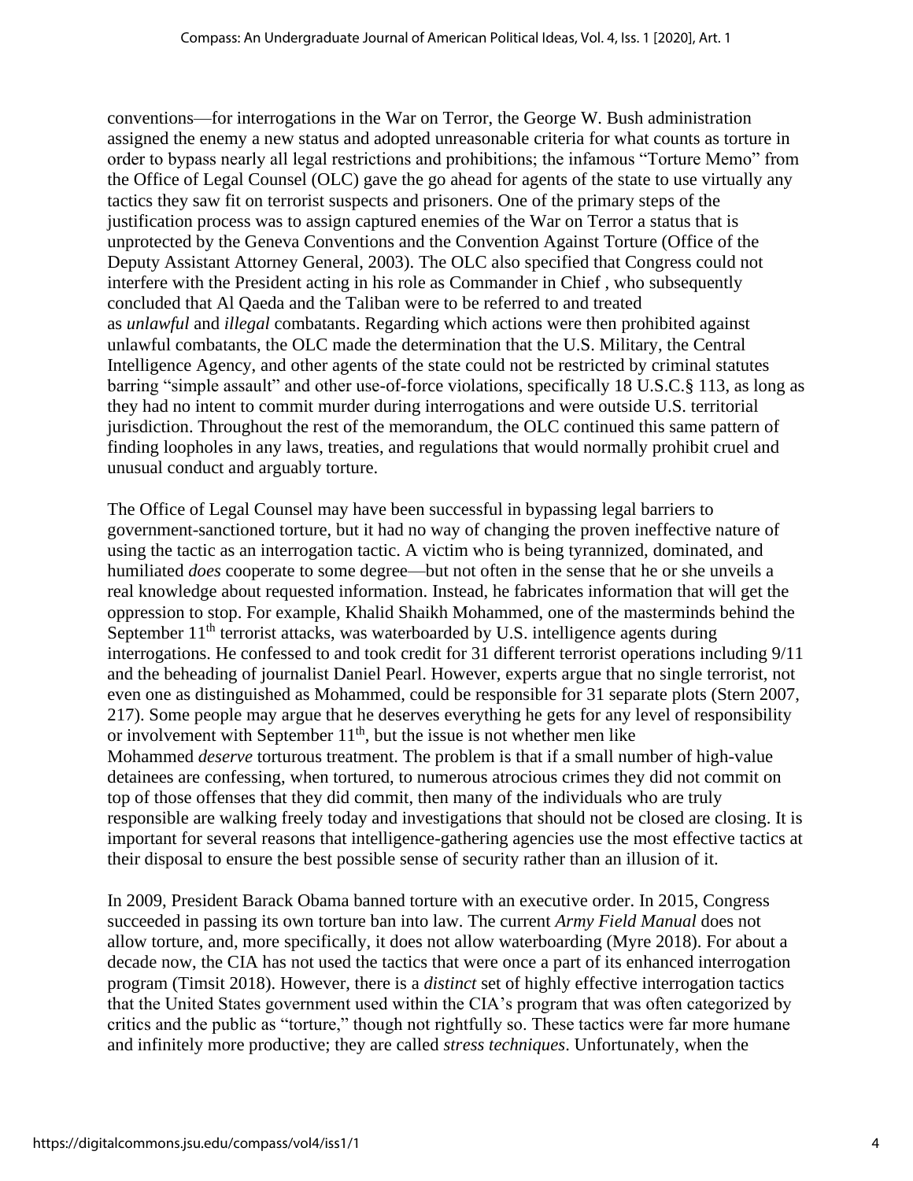conventions—for interrogations in the War on Terror, the George W. Bush administration assigned the enemy a new status and adopted unreasonable criteria for what counts as torture in order to bypass nearly all legal restrictions and prohibitions; the infamous "Torture Memo" from the Office of Legal Counsel (OLC) gave the go ahead for agents of the state to use virtually any tactics they saw fit on terrorist suspects and prisoners. One of the primary steps of the justification process was to assign captured enemies of the War on Terror a status that is unprotected by the Geneva Conventions and the Convention Against Torture (Office of the Deputy Assistant Attorney General, 2003). The OLC also specified that Congress could not interfere with the President acting in his role as Commander in Chief , who subsequently concluded that Al Qaeda and the Taliban were to be referred to and treated as *unlawful* and *illegal* combatants. Regarding which actions were then prohibited against unlawful combatants, the OLC made the determination that the U.S. Military, the Central Intelligence Agency, and other agents of the state could not be restricted by criminal statutes barring "simple assault" and other use-of-force violations, specifically 18 U.S.C.§ 113, as long as they had no intent to commit murder during interrogations and were outside U.S. territorial jurisdiction. Throughout the rest of the memorandum, the OLC continued this same pattern of finding loopholes in any laws, treaties, and regulations that would normally prohibit cruel and unusual conduct and arguably torture.

The Office of Legal Counsel may have been successful in bypassing legal barriers to government-sanctioned torture, but it had no way of changing the proven ineffective nature of using the tactic as an interrogation tactic. A victim who is being tyrannized, dominated, and humiliated *does* cooperate to some degree—but not often in the sense that he or she unveils a real knowledge about requested information. Instead, he fabricates information that will get the oppression to stop. For example, Khalid Shaikh Mohammed, one of the masterminds behind the September 11th terrorist attacks, was waterboarded by U.S. intelligence agents during interrogations. He confessed to and took credit for 31 different terrorist operations including 9/11 and the beheading of journalist Daniel Pearl. However, experts argue that no single terrorist, not even one as distinguished as Mohammed, could be responsible for 31 separate plots (Stern 2007, 217). Some people may argue that he deserves everything he gets for any level of responsibility or involvement with September 11th, but the issue is not whether men like Mohammed *deserve* torturous treatment. The problem is that if a small number of high-value detainees are confessing, when tortured, to numerous atrocious crimes they did not commit on top of those offenses that they did commit, then many of the individuals who are truly responsible are walking freely today and investigations that should not be closed are closing. It is important for several reasons that intelligence-gathering agencies use the most effective tactics at their disposal to ensure the best possible sense of security rather than an illusion of it.

In 2009, President Barack Obama banned torture with an executive order. In 2015, Congress succeeded in passing its own torture ban into law. The current *Army Field Manual* does not allow torture, and, more specifically, it does not allow waterboarding (Myre 2018). For about a decade now, the CIA has not used the tactics that were once a part of its enhanced interrogation program (Timsit 2018). However, there is a *distinct* set of highly effective interrogation tactics that the United States government used within the CIA's program that was often categorized by critics and the public as "torture," though not rightfully so. These tactics were far more humane and infinitely more productive; they are called *stress techniques*. Unfortunately, when the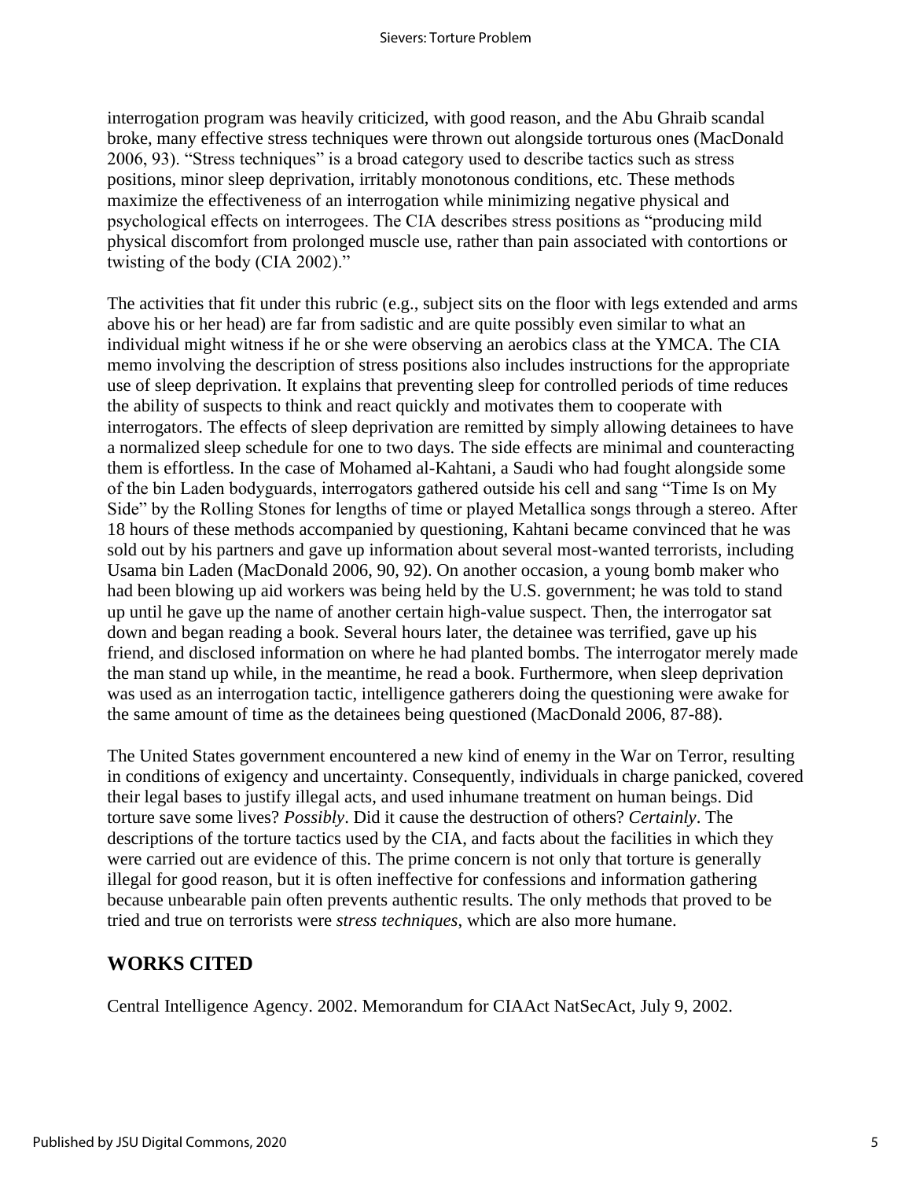interrogation program was heavily criticized, with good reason, and the Abu Ghraib scandal broke, many effective stress techniques were thrown out alongside torturous ones (MacDonald 2006, 93). "Stress techniques" is a broad category used to describe tactics such as stress positions, minor sleep deprivation, irritably monotonous conditions, etc. These methods maximize the effectiveness of an interrogation while minimizing negative physical and psychological effects on interrogees. The CIA describes stress positions as "producing mild physical discomfort from prolonged muscle use, rather than pain associated with contortions or twisting of the body (CIA 2002)."

The activities that fit under this rubric (e.g., subject sits on the floor with legs extended and arms above his or her head) are far from sadistic and are quite possibly even similar to what an individual might witness if he or she were observing an aerobics class at the YMCA. The CIA memo involving the description of stress positions also includes instructions for the appropriate use of sleep deprivation. It explains that preventing sleep for controlled periods of time reduces the ability of suspects to think and react quickly and motivates them to cooperate with interrogators. The effects of sleep deprivation are remitted by simply allowing detainees to have a normalized sleep schedule for one to two days. The side effects are minimal and counteracting them is effortless. In the case of Mohamed al-Kahtani, a Saudi who had fought alongside some of the bin Laden bodyguards, interrogators gathered outside his cell and sang "Time Is on My Side" by the Rolling Stones for lengths of time or played Metallica songs through a stereo. After 18 hours of these methods accompanied by questioning, Kahtani became convinced that he was sold out by his partners and gave up information about several most-wanted terrorists, including Usama bin Laden (MacDonald 2006, 90, 92). On another occasion, a young bomb maker who had been blowing up aid workers was being held by the U.S. government; he was told to stand up until he gave up the name of another certain high-value suspect. Then, the interrogator sat down and began reading a book. Several hours later, the detainee was terrified, gave up his friend, and disclosed information on where he had planted bombs. The interrogator merely made the man stand up while, in the meantime, he read a book. Furthermore, when sleep deprivation was used as an interrogation tactic, intelligence gatherers doing the questioning were awake for the same amount of time as the detainees being questioned (MacDonald 2006, 87-88).

The United States government encountered a new kind of enemy in the War on Terror, resulting in conditions of exigency and uncertainty. Consequently, individuals in charge panicked, covered their legal bases to justify illegal acts, and used inhumane treatment on human beings. Did torture save some lives? *Possibly*. Did it cause the destruction of others? *Certainly*. The descriptions of the torture tactics used by the CIA, and facts about the facilities in which they were carried out are evidence of this. The prime concern is not only that torture is generally illegal for good reason, but it is often ineffective for confessions and information gathering because unbearable pain often prevents authentic results. The only methods that proved to be tried and true on terrorists were *stress techniques*, which are also more humane.

## WORKS CITED

Central Intelligence Agency. 2002. Memorandum for CIAAct NatSecAct, July 9, 2002.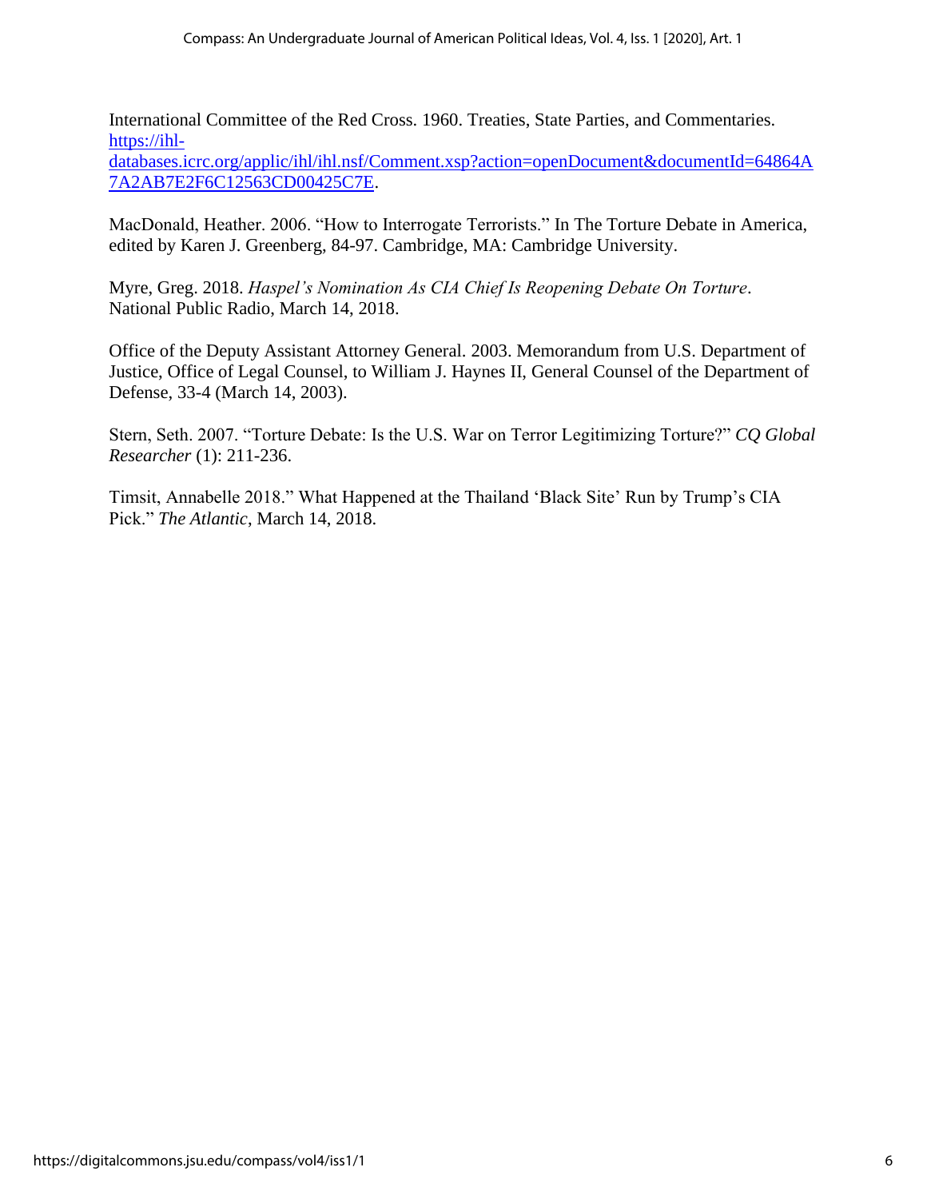International Committee of the Red Cross. 1960. Treaties, State Parties, and Commentaries. [https://ihl-databases.icrc.org/applic/ihl/ihl.nsf/Comment.xsp?action=openDocument&documentId=64864A7A2AB7E2F6C12563CD00425C7E](https://ihl-databases.icrc.org/applic/ihl/ihl.nsf/Comment.xsp?action=openDocument&documentId=64864A7A2AB7E2F6C12563CD00425C7E).

MacDonald, Heather. 2006. "How to Interrogate Terrorists." In The Torture Debate in America, edited by Karen J. Greenberg, 84-97. Cambridge, MA: Cambridge University.

Myre, Greg. 2018. *Haspel's Nomination As CIA Chief Is Reopening Debate On Torture*. National Public Radio, March 14, 2018.

Office of the Deputy Assistant Attorney General. 2003. Memorandum from U.S. Department of Justice, Office of Legal Counsel, to William J. Haynes II, General Counsel of the Department of Defense, 33-4 (March 14, 2003).

Stern, Seth. 2007. "Torture Debate: Is the U.S. War on Terror Legitimizing Torture?" *CQ Global Researcher* (1): 211-236.

Timsit, Annabelle 2018." What Happened at the Thailand 'Black Site' Run by Trump's CIA Pick." *The Atlantic*, March 14, 2018.